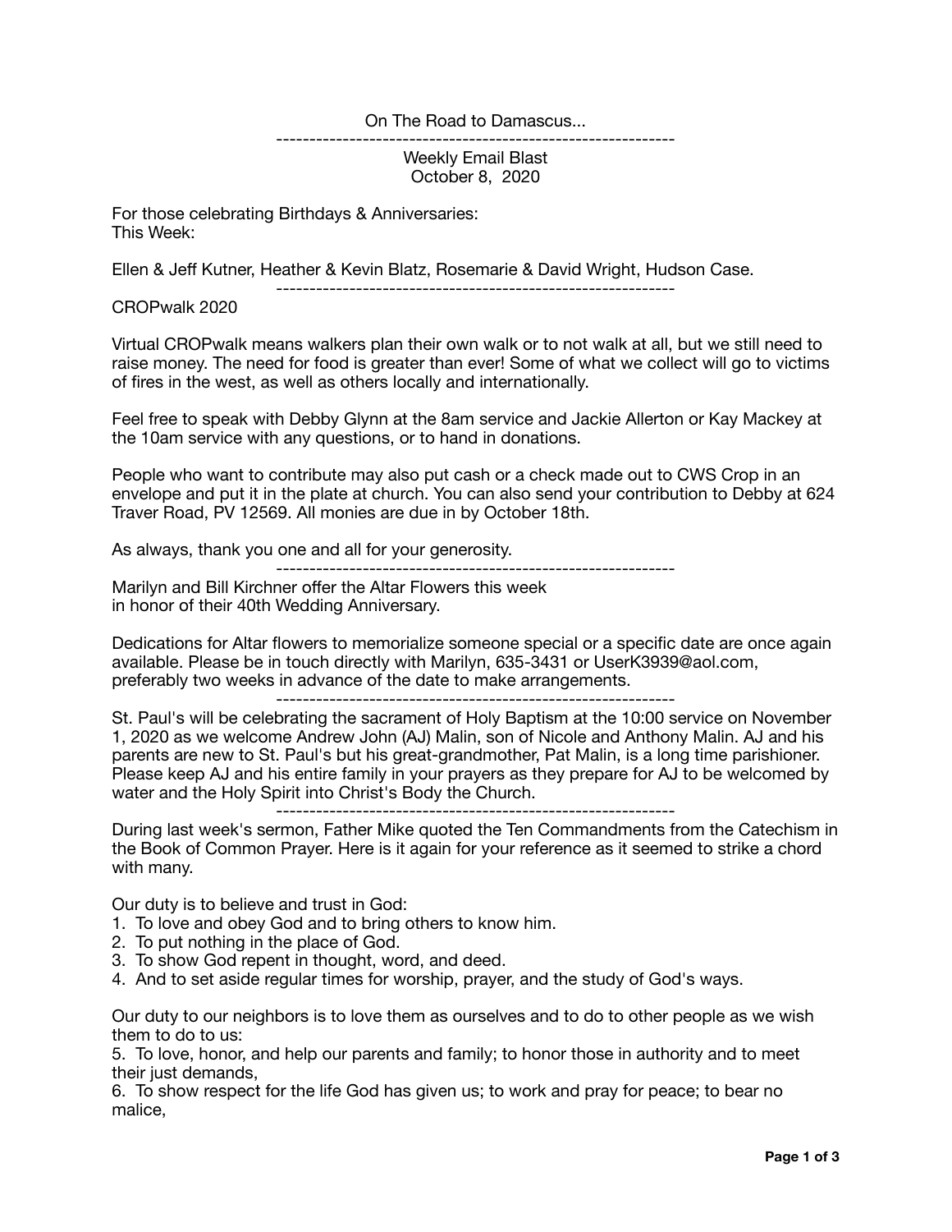On The Road to Damascus...

---

Weekly Email Blast
October 8, 2020

For those celebrating Birthdays & Anniversaries:
This Week:

Ellen & Jeff Kutner, Heather & Kevin Blatz, Rosemarie & David Wright, Hudson Case.

---

CROPwalk 2020

Virtual CROPwalk means walkers plan their own walk or to not walk at all, but we still need to raise money. The need for food is greater than ever! Some of what we collect will go to victims of fires in the west, as well as others locally and internationally.

Feel free to speak with Debby Glynn at the 8am service and Jackie Allerton or Kay Mackey at the 10am service with any questions, or to hand in donations.

People who want to contribute may also put cash or a check made out to CWS Crop in an envelope and put it in the plate at church. You can also send your contribution to Debby at 624 Traver Road, PV 12569. All monies are due in by October 18th.

As always, thank you one and all for your generosity.

---

Marilyn and Bill Kirchner offer the Altar Flowers this week
in honor of their 40th Wedding Anniversary.

Dedications for Altar flowers to memorialize someone special or a specific date are once again available. Please be in touch directly with Marilyn, 635-3431 or UserK3939@aol.com, preferably two weeks in advance of the date to make arrangements.

---

St. Paul's will be celebrating the sacrament of Holy Baptism at the 10:00 service on November 1, 2020 as we welcome Andrew John (AJ) Malin, son of Nicole and Anthony Malin. AJ and his parents are new to St. Paul's but his great-grandmother, Pat Malin, is a long time parishioner. Please keep AJ and his entire family in your prayers as they prepare for AJ to be welcomed by water and the Holy Spirit into Christ's Body the Church.

---

During last week's sermon, Father Mike quoted the Ten Commandments from the Catechism in the Book of Common Prayer. Here is it again for your reference as it seemed to strike a chord with many.

Our duty is to believe and trust in God:

1. To love and obey God and to bring others to know him.
2. To put nothing in the place of God.
3. To show God repent in thought, word, and deed.
4. And to set aside regular times for worship, prayer, and the study of God's ways.

Our duty to our neighbors is to love them as ourselves and to do to other people as we wish them to do to us:

5. To love, honor, and help our parents and family; to honor those in authority and to meet their just demands,
6. To show respect for the life God has given us; to work and pray for peace; to bear no malice,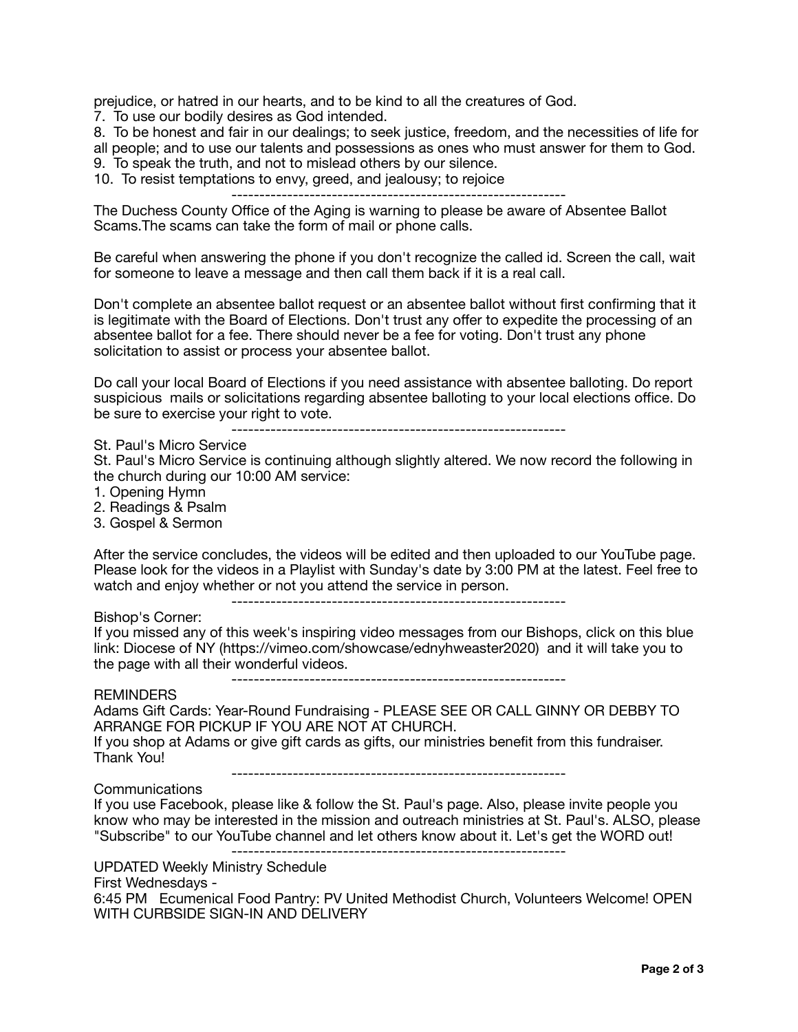prejudice, or hatred in our hearts, and to be kind to all the creatures of God.

7. To use our bodily desires as God intended.
8. To be honest and fair in our dealings; to seek justice, freedom, and the necessities of life for all people; and to use our talents and possessions as ones who must answer for them to God.
9. To speak the truth, and not to mislead others by our silence.
10. To resist temptations to envy, greed, and jealousy; to rejoice

------------------------------------------------------------

The Duchess County Office of the Aging is warning to please be aware of Absentee Ballot Scams.The scams can take the form of mail or phone calls.

Be careful when answering the phone if you don't recognize the called id. Screen the call, wait for someone to leave a message and then call them back if it is a real call.

Don't complete an absentee ballot request or an absentee ballot without first confirming that it is legitimate with the Board of Elections. Don't trust any offer to expedite the processing of an absentee ballot for a fee. There should never be a fee for voting. Don't trust any phone solicitation to assist or process your absentee ballot.

Do call your local Board of Elections if you need assistance with absentee balloting. Do report suspicious mails or solicitations regarding absentee balloting to your local elections office. Do be sure to exercise your right to vote.

------------------------------------------------------------

St. Paul's Micro Service

St. Paul's Micro Service is continuing although slightly altered. We now record the following in the church during our 10:00 AM service:

1. Opening Hymn
2. Readings & Psalm
3. Gospel & Sermon

After the service concludes, the videos will be edited and then uploaded to our YouTube page. Please look for the videos in a Playlist with Sunday's date by 3:00 PM at the latest. Feel free to watch and enjoy whether or not you attend the service in person.

------------------------------------------------------------

Bishop's Corner:

If you missed any of this week's inspiring video messages from our Bishops, click on this blue link: Diocese of NY (https://vimeo.com/showcase/ednyhweaster2020) and it will take you to the page with all their wonderful videos.

------------------------------------------------------------

REMINDERS

Adams Gift Cards: Year-Round Fundraising - PLEASE SEE OR CALL GINNY OR DEBBY TO ARRANGE FOR PICKUP IF YOU ARE NOT AT CHURCH.

If you shop at Adams or give gift cards as gifts, our ministries benefit from this fundraiser. Thank You!

------------------------------------------------------------

Communications

If you use Facebook, please like & follow the St. Paul's page. Also, please invite people you know who may be interested in the mission and outreach ministries at St. Paul's. ALSO, please "Subscribe" to our YouTube channel and let others know about it. Let's get the WORD out!

------------------------------------------------------------

UPDATED Weekly Ministry Schedule

First Wednesdays -

6:45 PM Ecumenical Food Pantry: PV United Methodist Church, Volunteers Welcome! OPEN WITH CURBSIDE SIGN-IN AND DELIVERY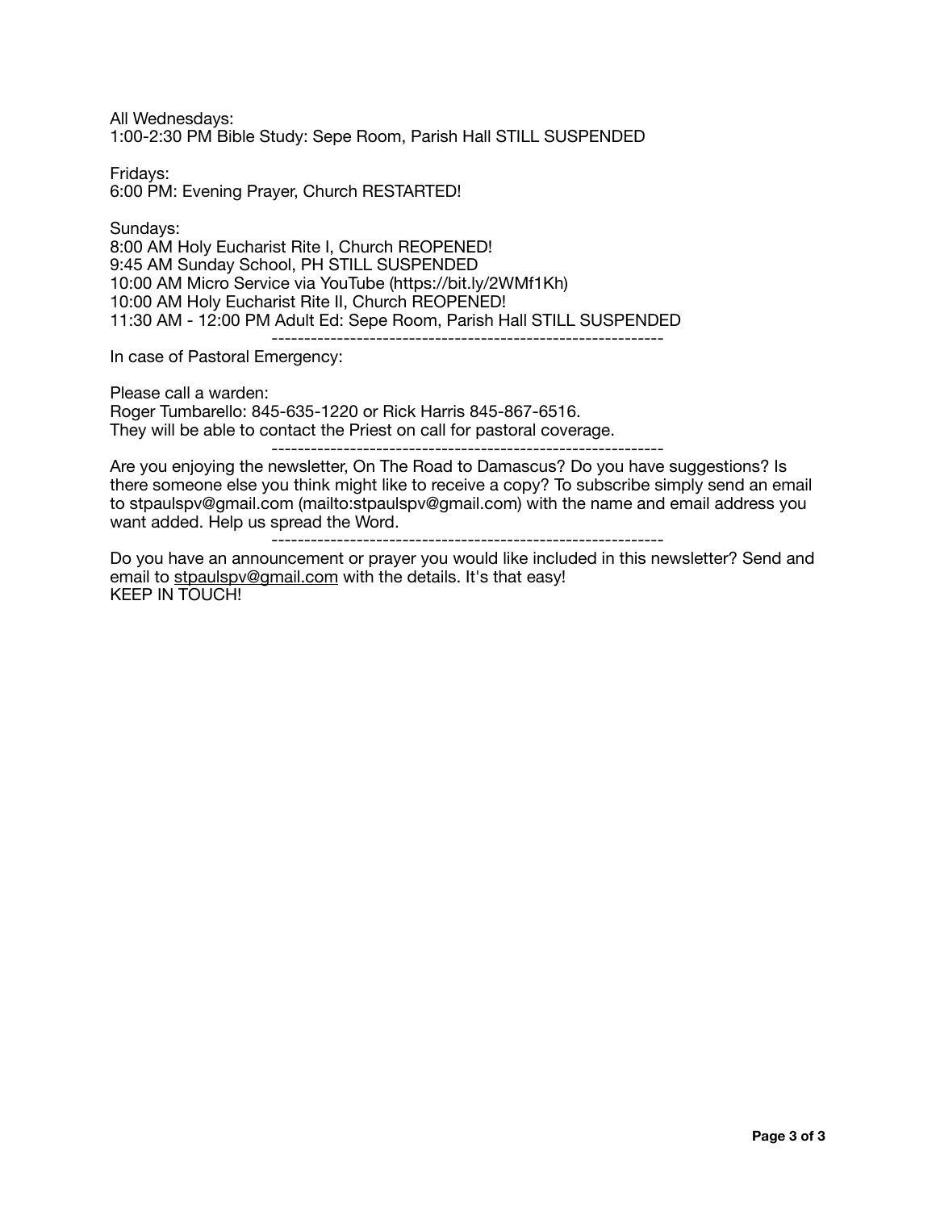All Wednesdays:
1:00-2:30 PM Bible Study: Sepe Room, Parish Hall STILL SUSPENDED

Fridays:
6:00 PM: Evening Prayer, Church RESTARTED!

Sundays:
8:00 AM Holy Eucharist Rite I, Church REOPENED!
9:45 AM Sunday School, PH STILL SUSPENDED
10:00 AM Micro Service via YouTube (https://bit.ly/2WMf1Kh)
10:00 AM Holy Eucharist Rite II, Church REOPENED!
11:30 AM - 12:00 PM Adult Ed: Sepe Room, Parish Hall STILL SUSPENDED

------------------------------------------------------------

In case of Pastoral Emergency:

Please call a warden:
Roger Tumbarello: 845-635-1220 or Rick Harris 845-867-6516.
They will be able to contact the Priest on call for pastoral coverage.

------------------------------------------------------------

Are you enjoying the newsletter, On The Road to Damascus? Do you have suggestions? Is there someone else you think might like to receive a copy? To subscribe simply send an email to stpaulspv@gmail.com (mailto:stpaulspv@gmail.com) with the name and email address you want added. Help us spread the Word.

------------------------------------------------------------

Do you have an announcement or prayer you would like included in this newsletter? Send and email to stpaulspv@gmail.com with the details. It's that easy!
KEEP IN TOUCH!